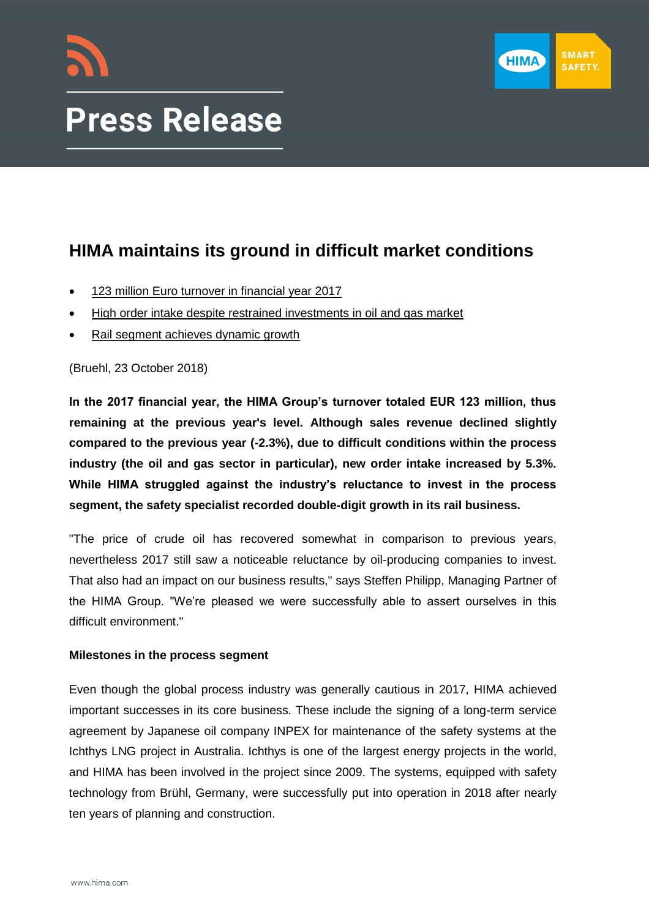# Press Release

## HIMA maintains its ground in difficult market conditions

- 123 million Euro turnover in financial year 2017
- High order intake despite restrained investments in oil and gas market
- Rail segment achieves dynamic growth

(Bruehl, 23 October 2018)

**In the 2017 financial year, the HIMA Group's turnover totaled EUR 123 million, thus remaining at the previous year's level. Although sales revenue declined slightly compared to the previous year (-2.3%), due to difficult conditions within the process industry (the oil and gas sector in particular), new order intake increased by 5.3%. While HIMA struggled against the industry's reluctance to invest in the process segment, the safety specialist recorded double-digit growth in its rail business.**

"The price of crude oil has recovered somewhat in comparison to previous years, nevertheless 2017 still saw a noticeable reluctance by oil-producing companies to invest. That also had an impact on our business results," says Steffen Philipp, Managing Partner of the HIMA Group. "We're pleased we were successfully able to assert ourselves in this difficult environment."

**Milestones in the process segment**

Even though the global process industry was generally cautious in 2017, HIMA achieved important successes in its core business. These include the signing of a long-term service agreement by Japanese oil company INPEX for maintenance of the safety systems at the Ichthys LNG project in Australia. Ichthys is one of the largest energy projects in the world, and HIMA has been involved in the project since 2009. The systems, equipped with safety technology from Brühl, Germany, were successfully put into operation in 2018 after nearly ten years of planning and construction.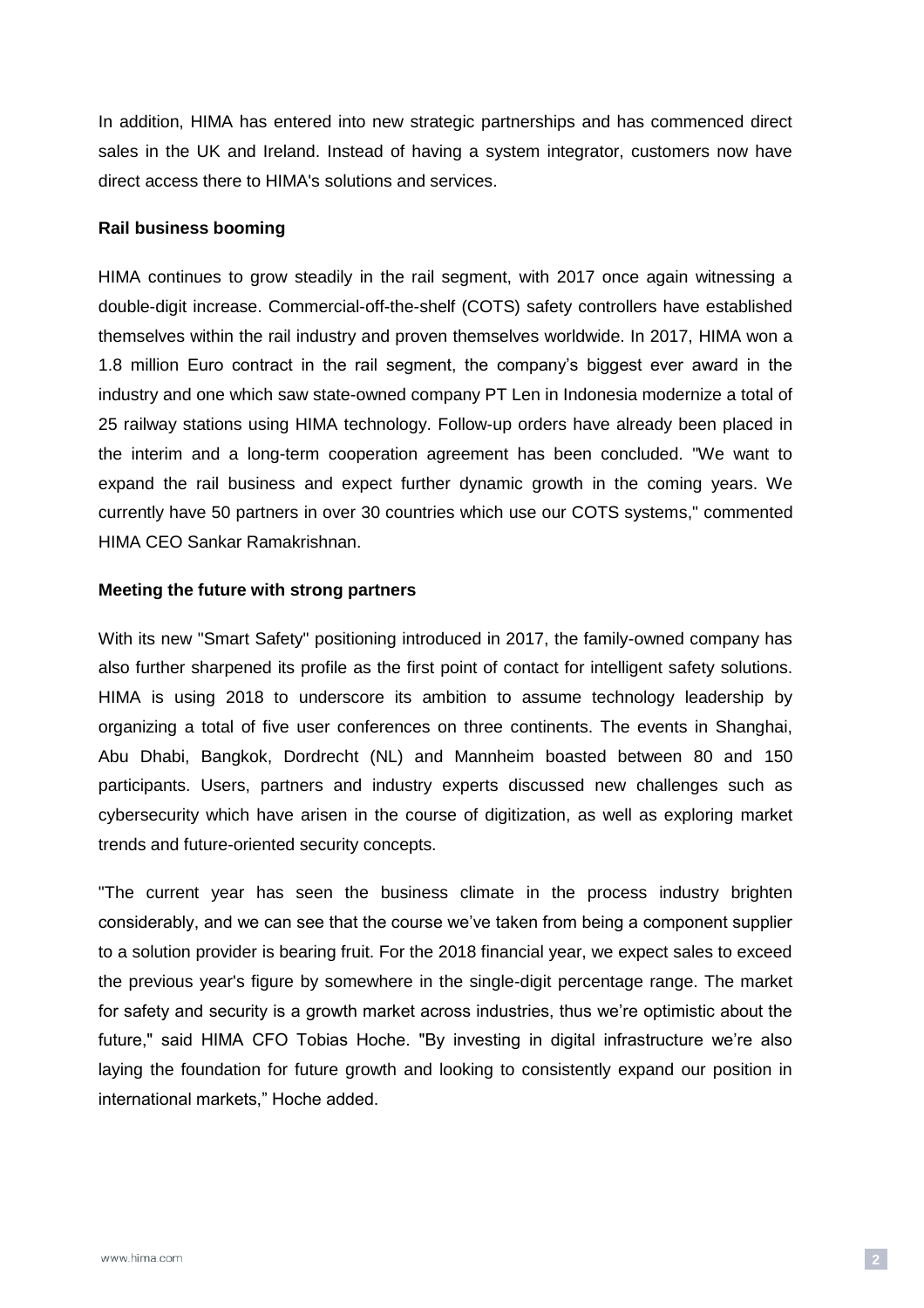In addition, HIMA has entered into new strategic partnerships and has commenced direct sales in the UK and Ireland. Instead of having a system integrator, customers now have direct access there to HIMA's solutions and services.

**Rail business booming**

HIMA continues to grow steadily in the rail segment, with 2017 once again witnessing a double-digit increase. Commercial-off-the-shelf (COTS) safety controllers have established themselves within the rail industry and proven themselves worldwide. In 2017, HIMA won a 1.8 million Euro contract in the rail segment, the company's biggest ever award in the industry and one which saw state-owned company PT Len in Indonesia modernize a total of 25 railway stations using HIMA technology. Follow-up orders have already been placed in the interim and a long-term cooperation agreement has been concluded. "We want to expand the rail business and expect further dynamic growth in the coming years. We currently have 50 partners in over 30 countries which use our COTS systems," commented HIMA CEO Sankar Ramakrishnan.

**Meeting the future with strong partners**

With its new "Smart Safety" positioning introduced in 2017, the family-owned company has also further sharpened its profile as the first point of contact for intelligent safety solutions. HIMA is using 2018 to underscore its ambition to assume technology leadership by organizing a total of five user conferences on three continents. The events in Shanghai, Abu Dhabi, Bangkok, Dordrecht (NL) and Mannheim boasted between 80 and 150 participants. Users, partners and industry experts discussed new challenges such as cybersecurity which have arisen in the course of digitization, as well as exploring market trends and future-oriented security concepts.

"The current year has seen the business climate in the process industry brighten considerably, and we can see that the course we've taken from being a component supplier to a solution provider is bearing fruit. For the 2018 financial year, we expect sales to exceed the previous year's figure by somewhere in the single-digit percentage range. The market for safety and security is a growth market across industries, thus we're optimistic about the future," said HIMA CFO Tobias Hoche. "By investing in digital infrastructure we're also laying the foundation for future growth and looking to consistently expand our position in international markets," Hoche added.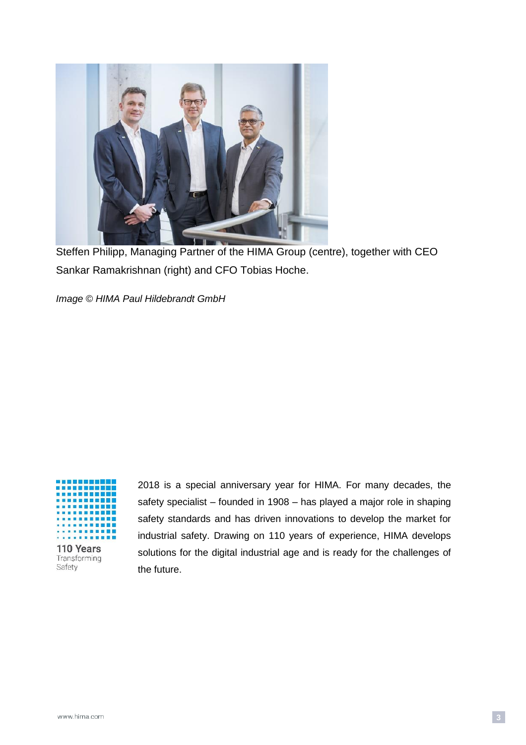Steffen Philipp, Managing Partner of the HIMA Group (centre), together with CEO Sankar Ramakrishnan (right) and CFO Tobias Hoche.

*Image © HIMA Paul Hildebrandt GmbH*

110 Years
Transforming
Safety

2018 is a special anniversary year for HIMA. For many decades, the safety specialist – founded in 1908 – has played a major role in shaping safety standards and has driven innovations to develop the market for industrial safety. Drawing on 110 years of experience, HIMA develops solutions for the digital industrial age and is ready for the challenges of the future.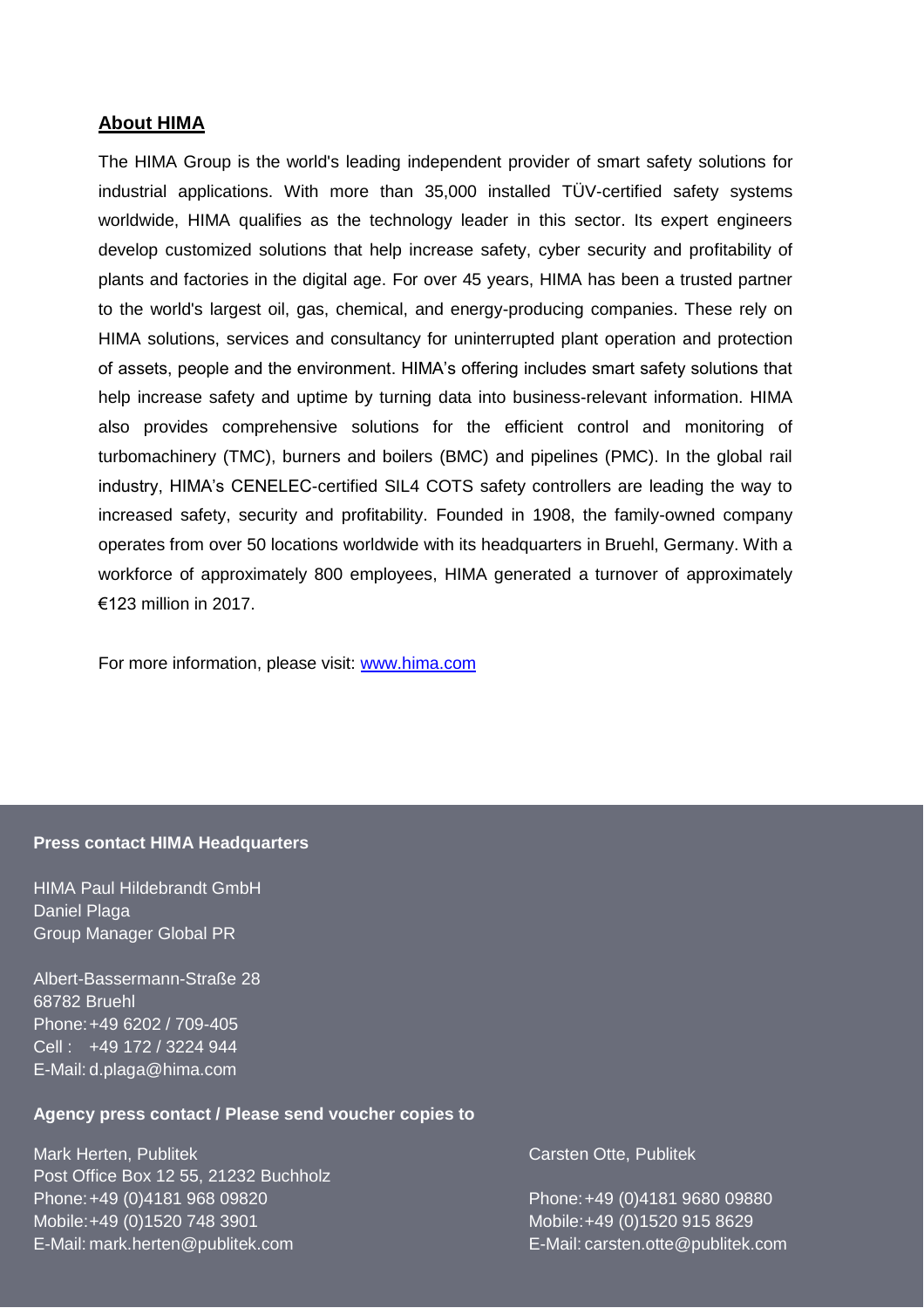## About HIMA

The HIMA Group is the world's leading independent provider of smart safety solutions for industrial applications. With more than 35,000 installed TÜV-certified safety systems worldwide, HIMA qualifies as the technology leader in this sector. Its expert engineers develop customized solutions that help increase safety, cyber security and profitability of plants and factories in the digital age. For over 45 years, HIMA has been a trusted partner to the world's largest oil, gas, chemical, and energy-producing companies. These rely on HIMA solutions, services and consultancy for uninterrupted plant operation and protection of assets, people and the environment. HIMA's offering includes smart safety solutions that help increase safety and uptime by turning data into business-relevant information. HIMA also provides comprehensive solutions for the efficient control and monitoring of turbomachinery (TMC), burners and boilers (BMC) and pipelines (PMC). In the global rail industry, HIMA's CENELEC-certified SIL4 COTS safety controllers are leading the way to increased safety, security and profitability. Founded in 1908, the family-owned company operates from over 50 locations worldwide with its headquarters in Bruehl, Germany. With a workforce of approximately 800 employees, HIMA generated a turnover of approximately €123 million in 2017.

For more information, please visit: www.hima.com

**Press contact HIMA Headquarters**

HIMA Paul Hildebrandt GmbH
Daniel Plaga
Group Manager Global PR

Albert-Bassermann-Straße 28
68782 Bruehl
Phone: +49 6202 / 709-405
Cell : +49 172 / 3224 944
E-Mail: d.plaga@hima.com

**Agency press contact / Please send voucher copies to**

Mark Herten, Publitek
Post Office Box 12 55, 21232 Buchholz
Phone: +49 (0)4181 968 09820
Mobile: +49 (0)1520 748 3901
E-Mail: mark.herten@publitek.com

Carsten Otte, Publitek

Phone: +49 (0)4181 9680 09880
Mobile: +49 (0)1520 915 8629
E-Mail: carsten.otte@publitek.com